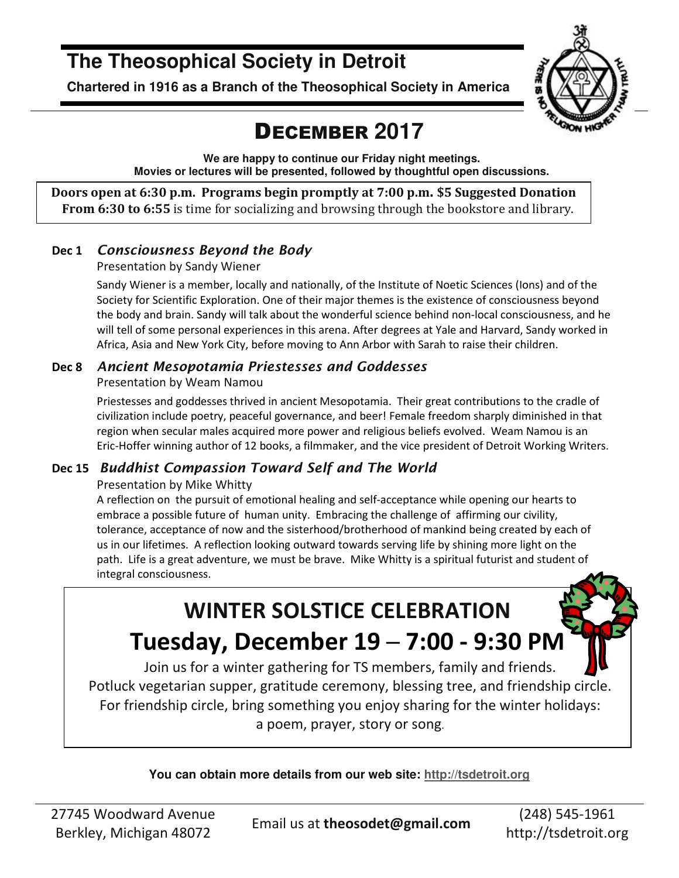# The Theosophical Society in Detroit

**Chartered in 1916 as a Branch of the Theosophical Society in America**

## DECEMBER 2017

**We are happy to continue our Friday night meetings.**
**Movies or lectures will be presented, followed by thoughtful open discussions.**

**Doors open at 6:30 p.m. Programs begin promptly at 7:00 p.m. $5 Suggested Donation**
**From 6:30 to 6:55** is time for socializing and browsing through the bookstore and library.

### Dec 1 *Consciousness Beyond the Body*

Presentation by Sandy Wiener

Sandy Wiener is a member, locally and nationally, of the Institute of Noetic Sciences (Ions) and of the Society for Scientific Exploration. One of their major themes is the existence of consciousness beyond the body and brain. Sandy will talk about the wonderful science behind non-local consciousness, and he will tell of some personal experiences in this arena. After degrees at Yale and Harvard, Sandy worked in Africa, Asia and New York City, before moving to Ann Arbor with Sarah to raise their children.

### Dec 8 *Ancient Mesopotamia Priestesses and Goddesses*

Presentation by Weam Namou

Priestesses and goddesses thrived in ancient Mesopotamia. Their great contributions to the cradle of civilization include poetry, peaceful governance, and beer! Female freedom sharply diminished in that region when secular males acquired more power and religious beliefs evolved. Weam Namou is an Eric-Hoffer winning author of 12 books, a filmmaker, and the vice president of Detroit Working Writers.

### Dec 15 *Buddhist Compassion Toward Self and The World*

Presentation by Mike Whitty

A reflection on the pursuit of emotional healing and self-acceptance while opening our hearts to embrace a possible future of human unity. Embracing the challenge of affirming our civility, tolerance, acceptance of now and the sisterhood/brotherhood of mankind being created by each of us in our lifetimes. A reflection looking outward towards serving life by shining more light on the path. Life is a great adventure, we must be brave. Mike Whitty is a spiritual futurist and student of integral consciousness.

## WINTER SOLSTICE CELEBRATION
## Tuesday, December 19 – 7:00 - 9:30 PM

Join us for a winter gathering for TS members, family and friends.
Potluck vegetarian supper, gratitude ceremony, blessing tree, and friendship circle.
For friendship circle, bring something you enjoy sharing for the winter holidays:
a poem, prayer, story or song.

**You can obtain more details from our web site: http://tsdetroit.org**

27745 Woodward Avenue
Berkley, Michigan 48072

Email us at **theosodet@gmail.com**

(248) 545-1961
http://tsdetroit.org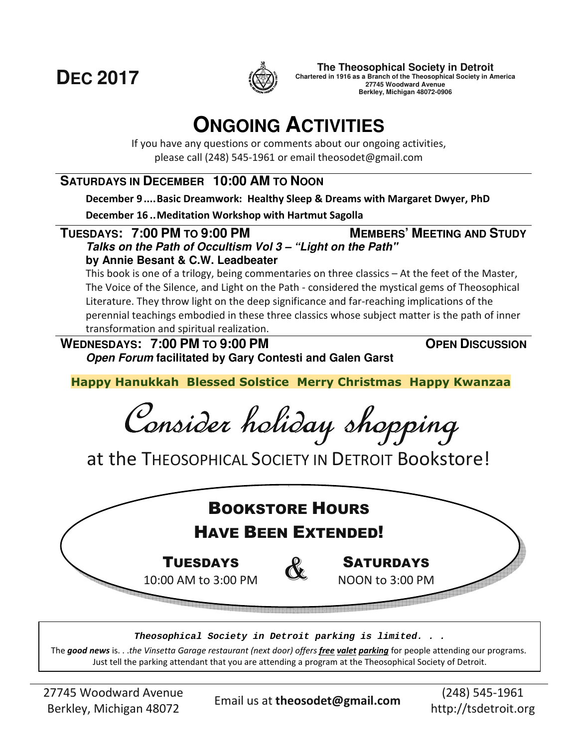**DEC 2017**

**The Theosophical Society in Detroit**
Chartered in 1916 as a Branch of the Theosophical Society in America
27745 Woodward Avenue
Berkley, Michigan 48072-0906

# ONGOING ACTIVITIES

If you have any questions or comments about our ongoing activities, please call (248) 545-1961 or email theosodet@gmail.com

## SATURDAYS IN DECEMBER 10:00 AM TO NOON

**December 9 .... Basic Dreamwork: Healthy Sleep & Dreams with Margaret Dwyer, PhD**

**December 16 .. Meditation Workshop with Hartmut Sagolla**

## TUESDAYS: 7:00 PM TO 9:00 PM — MEMBERS' MEETING AND STUDY

***Talks on the Path of Occultism Vol 3 – "Light on the Path"***
**by Annie Besant & C.W. Leadbeater**

This book is one of a trilogy, being commentaries on three classics – At the feet of the Master, The Voice of the Silence, and Light on the Path - considered the mystical gems of Theosophical Literature. They throw light on the deep significance and far-reaching implications of the perennial teachings embodied in these three classics whose subject matter is the path of inner transformation and spiritual realization.

## WEDNESDAYS: 7:00 PM TO 9:00 PM — OPEN DISCUSSION

***Open Forum* facilitated by Gary Contesti and Galen Garst**

**Happy Hanukkah Blessed Solstice Merry Christmas Happy Kwanzaa**

*Consider holiday shopping*

at the THEOSOPHICAL SOCIETY IN DETROIT Bookstore!

## BOOKSTORE HOURS HAVE BEEN EXTENDED!

**TUESDAYS**
10:00 AM to 3:00 PM

&

**SATURDAYS**
NOON to 3:00 PM

***Theosophical Society in Detroit parking is limited. . .***

The ***good news*** is. . .*the Vinsetta Garage restaurant (next door) offers **free valet parking** for people attending our programs.* Just tell the parking attendant that you are attending a program at the Theosophical Society of Detroit.

27745 Woodward Avenue
Berkley, Michigan 48072

Email us at **theosodet@gmail.com**

(248) 545-1961
http://tsdetroit.org